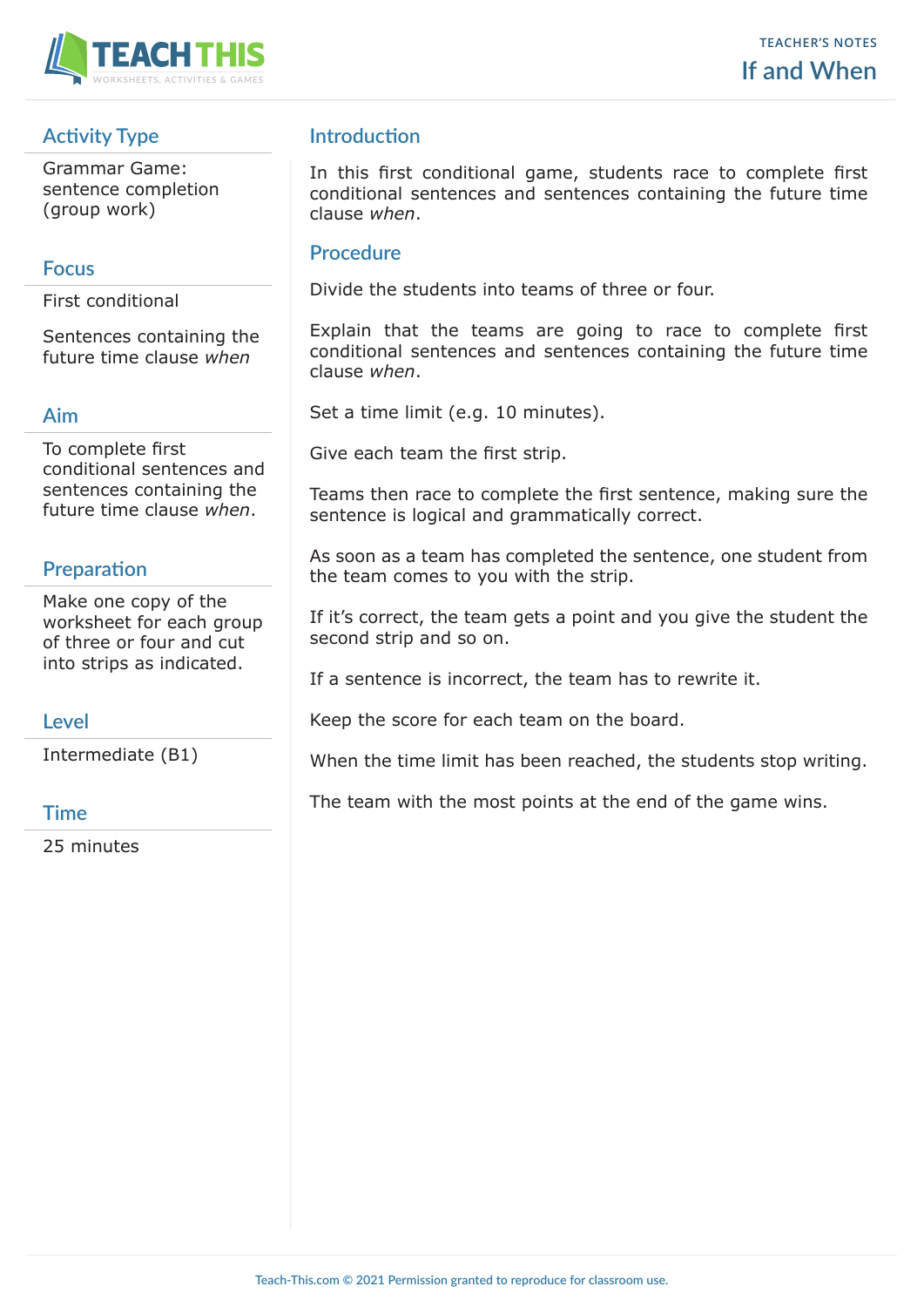TEACHER'S NOTES

# If and When

## Activity Type

Grammar Game: sentence completion (group work)

## Focus

First conditional

Sentences containing the future time clause *when*

## Aim

To complete first conditional sentences and sentences containing the future time clause *when*.

## Preparation

Make one copy of the worksheet for each group of three or four and cut into strips as indicated.

## Level

Intermediate (B1)

## Time

25 minutes

## Introduction

In this first conditional game, students race to complete first conditional sentences and sentences containing the future time clause *when*.

## Procedure

Divide the students into teams of three or four.

Explain that the teams are going to race to complete first conditional sentences and sentences containing the future time clause *when*.

Set a time limit (e.g. 10 minutes).

Give each team the first strip.

Teams then race to complete the first sentence, making sure the sentence is logical and grammatically correct.

As soon as a team has completed the sentence, one student from the team comes to you with the strip.

If it's correct, the team gets a point and you give the student the second strip and so on.

If a sentence is incorrect, the team has to rewrite it.

Keep the score for each team on the board.

When the time limit has been reached, the students stop writing.

The team with the most points at the end of the game wins.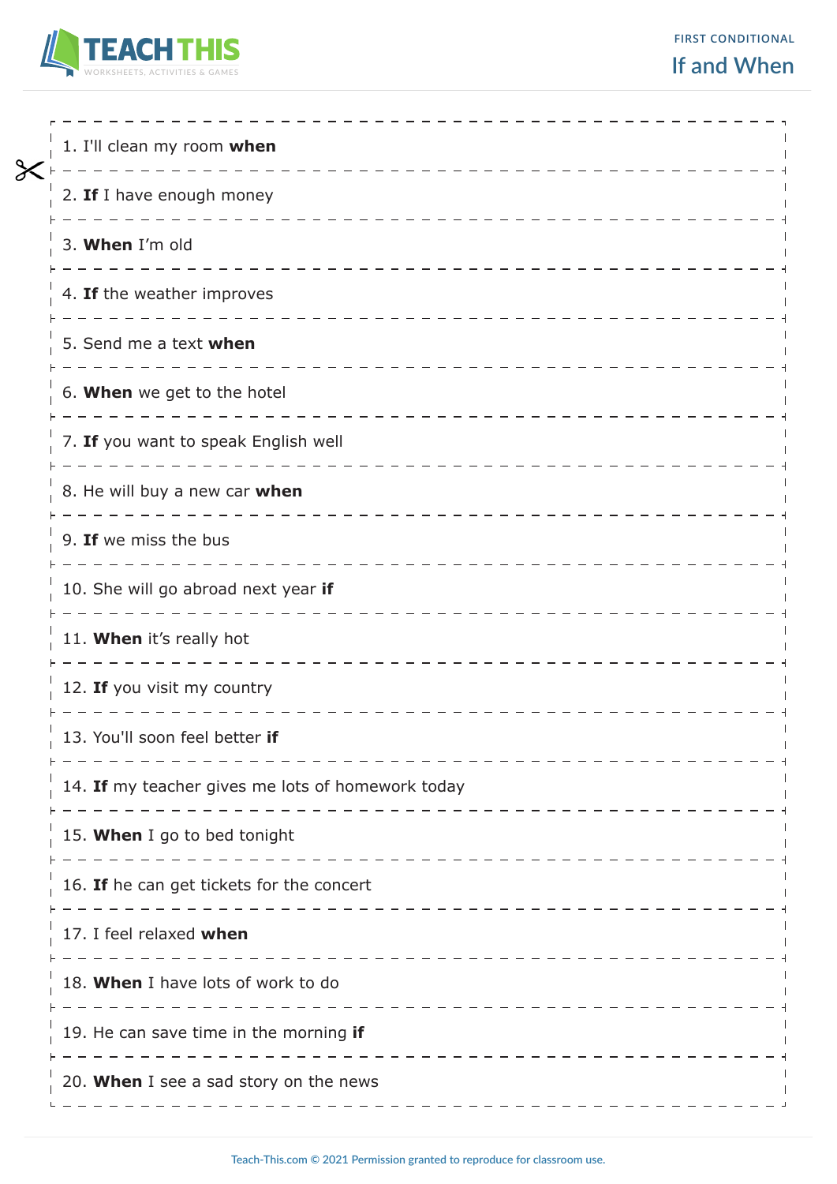1. I'll clean my room **when**

2. **If** I have enough money

3. **When** I'm old

4. **If** the weather improves

5. Send me a text **when**

6. **When** we get to the hotel

7. **If** you want to speak English well

8. He will buy a new car **when**

9. **If** we miss the bus

10. She will go abroad next year **if**

11. **When** it's really hot

12. **If** you visit my country

13. You'll soon feel better **if**

14. **If** my teacher gives me lots of homework today

15. **When** I go to bed tonight

16. **If** he can get tickets for the concert

17. I feel relaxed **when**

18. **When** I have lots of work to do

19. He can save time in the morning **if**

20. **When** I see a sad story on the news